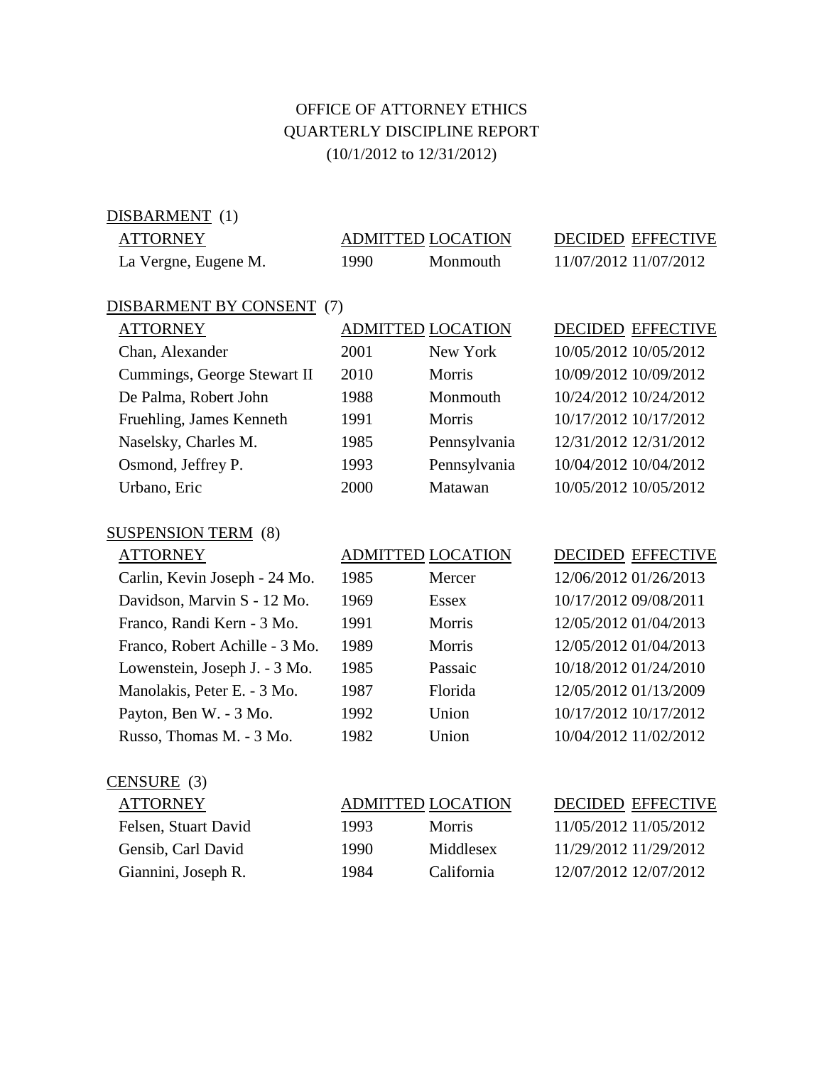OFFICE OF ATTORNEY ETHICS
QUARTERLY DISCIPLINE REPORT
(10/1/2012 to 12/31/2012)

DISBARMENT (1)

| ATTORNEY | ADMITTED | LOCATION | DECIDED | EFFECTIVE |
|---|---|---|---|---|
| La Vergne, Eugene M. | 1990 | Monmouth | 11/07/2012 | 11/07/2012 |

DISBARMENT BY CONSENT (7)

| ATTORNEY | ADMITTED | LOCATION | DECIDED | EFFECTIVE |
|---|---|---|---|---|
| Chan, Alexander | 2001 | New York | 10/05/2012 | 10/05/2012 |
| Cummings, George Stewart II | 2010 | Morris | 10/09/2012 | 10/09/2012 |
| De Palma, Robert John | 1988 | Monmouth | 10/24/2012 | 10/24/2012 |
| Fruehling, James Kenneth | 1991 | Morris | 10/17/2012 | 10/17/2012 |
| Naselsky, Charles M. | 1985 | Pennsylvania | 12/31/2012 | 12/31/2012 |
| Osmond, Jeffrey P. | 1993 | Pennsylvania | 10/04/2012 | 10/04/2012 |
| Urbano, Eric | 2000 | Matawan | 10/05/2012 | 10/05/2012 |

SUSPENSION TERM (8)

| ATTORNEY | ADMITTED | LOCATION | DECIDED | EFFECTIVE |
|---|---|---|---|---|
| Carlin, Kevin Joseph - 24 Mo. | 1985 | Mercer | 12/06/2012 | 01/26/2013 |
| Davidson, Marvin S - 12 Mo. | 1969 | Essex | 10/17/2012 | 09/08/2011 |
| Franco, Randi Kern - 3 Mo. | 1991 | Morris | 12/05/2012 | 01/04/2013 |
| Franco, Robert Achille - 3 Mo. | 1989 | Morris | 12/05/2012 | 01/04/2013 |
| Lowenstein, Joseph J. - 3 Mo. | 1985 | Passaic | 10/18/2012 | 01/24/2010 |
| Manolakis, Peter E. - 3 Mo. | 1987 | Florida | 12/05/2012 | 01/13/2009 |
| Payton, Ben W. - 3 Mo. | 1992 | Union | 10/17/2012 | 10/17/2012 |
| Russo, Thomas M. - 3 Mo. | 1982 | Union | 10/04/2012 | 11/02/2012 |

CENSURE (3)

| ATTORNEY | ADMITTED | LOCATION | DECIDED | EFFECTIVE |
|---|---|---|---|---|
| Felsen, Stuart David | 1993 | Morris | 11/05/2012 | 11/05/2012 |
| Gensib, Carl David | 1990 | Middlesex | 11/29/2012 | 11/29/2012 |
| Giannini, Joseph R. | 1984 | California | 12/07/2012 | 12/07/2012 |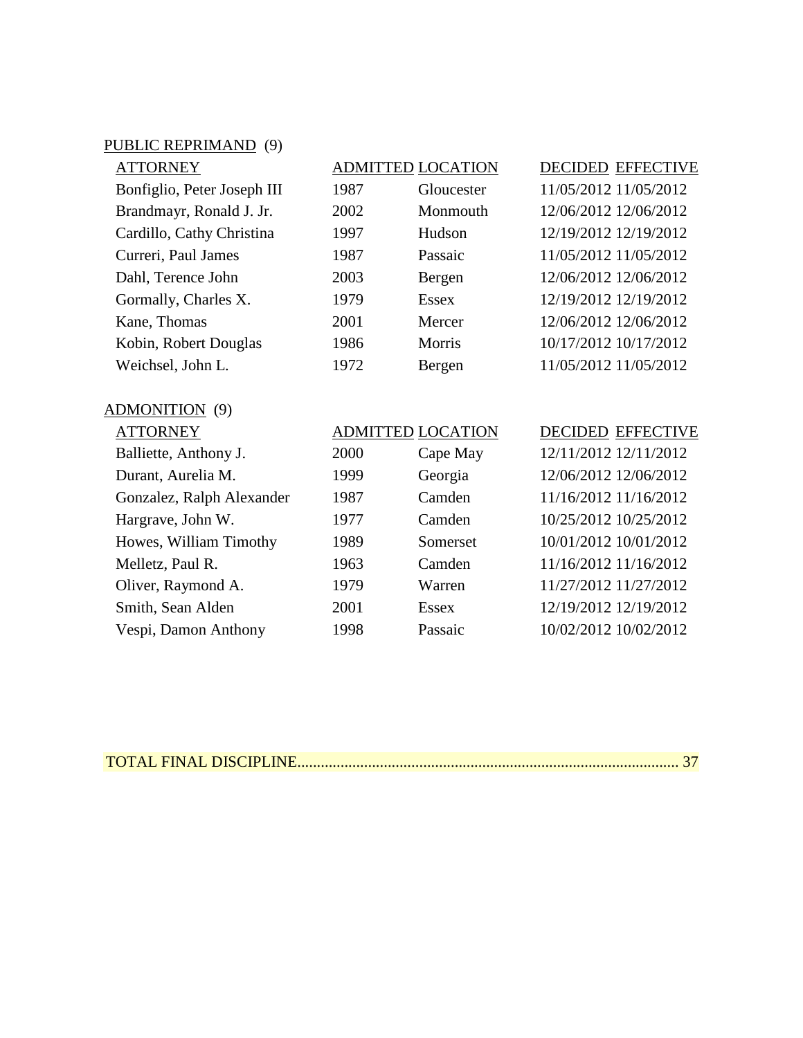PUBLIC REPRIMAND (9)

| ATTORNEY | ADMITTED | LOCATION | DECIDED | EFFECTIVE |
| --- | --- | --- | --- | --- |
| Bonfiglio, Peter Joseph III | 1987 | Gloucester | 11/05/2012 | 11/05/2012 |
| Brandmayr, Ronald J. Jr. | 2002 | Monmouth | 12/06/2012 | 12/06/2012 |
| Cardillo, Cathy Christina | 1997 | Hudson | 12/19/2012 | 12/19/2012 |
| Curreri, Paul James | 1987 | Passaic | 11/05/2012 | 11/05/2012 |
| Dahl, Terence John | 2003 | Bergen | 12/06/2012 | 12/06/2012 |
| Gormally, Charles X. | 1979 | Essex | 12/19/2012 | 12/19/2012 |
| Kane, Thomas | 2001 | Mercer | 12/06/2012 | 12/06/2012 |
| Kobin, Robert Douglas | 1986 | Morris | 10/17/2012 | 10/17/2012 |
| Weichsel, John L. | 1972 | Bergen | 11/05/2012 | 11/05/2012 |

ADMONITION (9)

| ATTORNEY | ADMITTED | LOCATION | DECIDED | EFFECTIVE |
| --- | --- | --- | --- | --- |
| Balliette, Anthony J. | 2000 | Cape May | 12/11/2012 | 12/11/2012 |
| Durant, Aurelia M. | 1999 | Georgia | 12/06/2012 | 12/06/2012 |
| Gonzalez, Ralph Alexander | 1987 | Camden | 11/16/2012 | 11/16/2012 |
| Hargrave, John W. | 1977 | Camden | 10/25/2012 | 10/25/2012 |
| Howes, William Timothy | 1989 | Somerset | 10/01/2012 | 10/01/2012 |
| Melletz, Paul R. | 1963 | Camden | 11/16/2012 | 11/16/2012 |
| Oliver, Raymond A. | 1979 | Warren | 11/27/2012 | 11/27/2012 |
| Smith, Sean Alden | 2001 | Essex | 12/19/2012 | 12/19/2012 |
| Vespi, Damon Anthony | 1998 | Passaic | 10/02/2012 | 10/02/2012 |

TOTAL FINAL DISCIPLINE................................................................................................ 37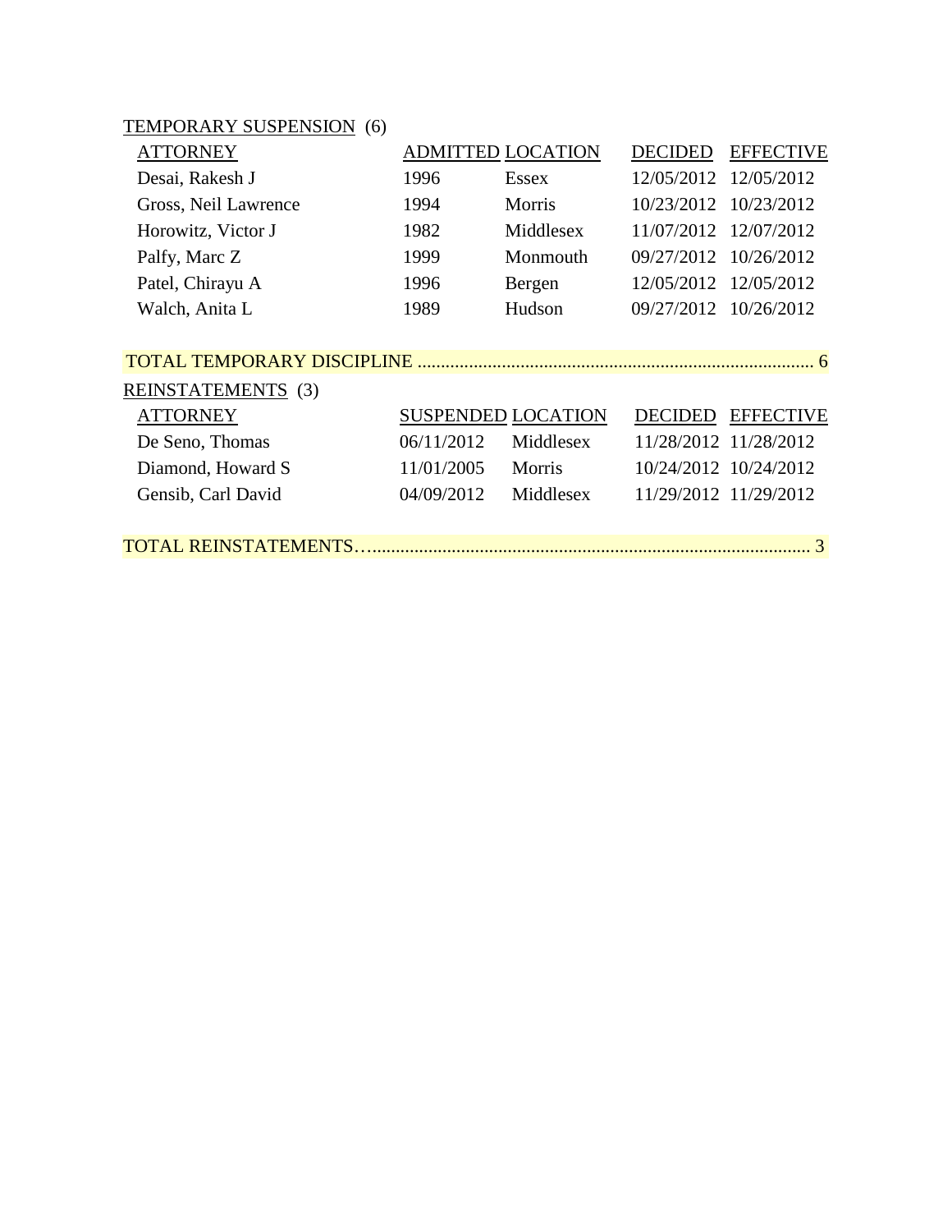TEMPORARY SUSPENSION (6)

| ATTORNEY | ADMITTED | LOCATION | DECIDED | EFFECTIVE |
|---|---|---|---|---|
| Desai, Rakesh J | 1996 | Essex | 12/05/2012 | 12/05/2012 |
| Gross, Neil Lawrence | 1994 | Morris | 10/23/2012 | 10/23/2012 |
| Horowitz, Victor J | 1982 | Middlesex | 11/07/2012 | 12/07/2012 |
| Palfy, Marc Z | 1999 | Monmouth | 09/27/2012 | 10/26/2012 |
| Patel, Chirayu A | 1996 | Bergen | 12/05/2012 | 12/05/2012 |
| Walch, Anita L | 1989 | Hudson | 09/27/2012 | 10/26/2012 |

TOTAL TEMPORARY DISCIPLINE ..................................................................................... 6

REINSTATEMENTS (3)

| ATTORNEY | SUSPENDED | LOCATION | DECIDED | EFFECTIVE |
|---|---|---|---|---|
| De Seno, Thomas | 06/11/2012 | Middlesex | 11/28/2012 | 11/28/2012 |
| Diamond, Howard S | 11/01/2005 | Morris | 10/24/2012 | 10/24/2012 |
| Gensib, Carl David | 04/09/2012 | Middlesex | 11/29/2012 | 11/29/2012 |

TOTAL REINSTATEMENTS…............................................................................................. 3